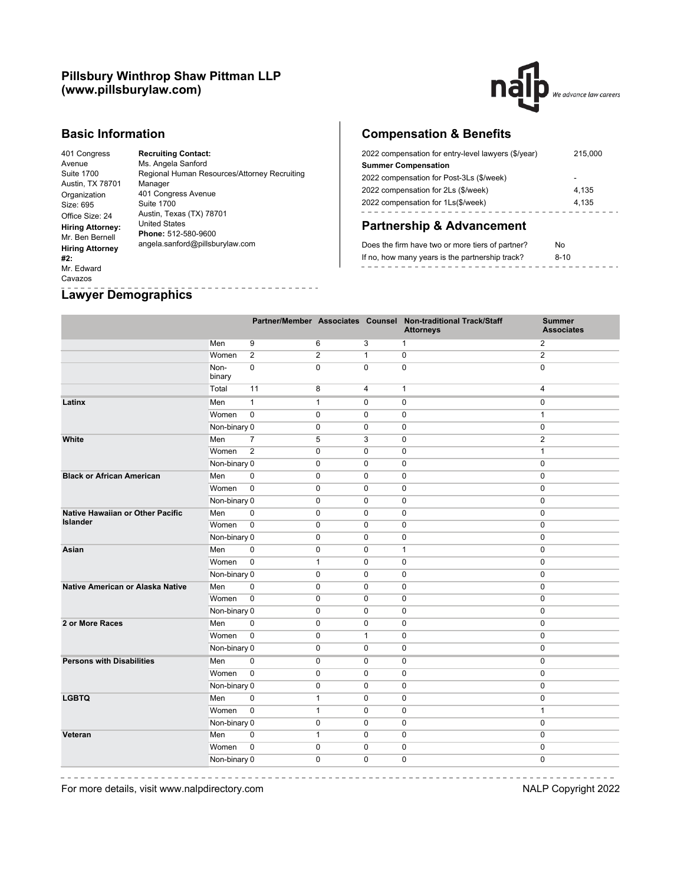# Pillsbury Winthrop Shaw Pittman LLP (www.pillsburylaw.com)

## Basic Information

401 Congress Avenue
Suite 1700
Austin, TX 78701
Organization Size: 695
Office Size: 24

**Hiring Attorney:**
Mr. Ben Bernell

**Hiring Attorney #2:**
Mr. Edward Cavazos

**Recruiting Contact:**
Ms. Angela Sanford
Regional Human Resources/Attorney Recruiting Manager
401 Congress Avenue
Suite 1700
Austin, Texas (TX) 78701
United States
**Phone:** 512-580-9600
angela.sanford@pillsburylaw.com

## Compensation & Benefits

| | |
|---|---|
| 2022 compensation for entry-level lawyers ($/year) | 215,000 |
| **Summer Compensation** | |
| 2022 compensation for Post-3Ls ($/week) | - |
| 2022 compensation for 2Ls ($/week) | 4,135 |
| 2022 compensation for 1Ls($/week) | 4,135 |

## Partnership & Advancement

| | |
|---|---|
| Does the firm have two or more tiers of partner? | No |
| If no, how many years is the partnership track? | 8-10 |

## Lawyer Demographics

| | | Partner/Member | Associates | Counsel | Non-traditional Track/Staff Attorneys | Summer Associates |
|---|---|---|---|---|---|---|
| | Men | 9 | 6 | 3 | 1 | 2 |
| | Women | 2 | 2 | 1 | 0 | 2 |
| | Non-binary | 0 | 0 | 0 | 0 | 0 |
| | Total | 11 | 8 | 4 | 1 | 4 |
| **Latinx** | Men | 1 | 1 | 0 | 0 | 0 |
| | Women | 0 | 0 | 0 | 0 | 1 |
| | Non-binary | 0 | 0 | 0 | 0 | 0 |
| **White** | Men | 7 | 5 | 3 | 0 | 2 |
| | Women | 2 | 0 | 0 | 0 | 1 |
| | Non-binary | 0 | 0 | 0 | 0 | 0 |
| **Black or African American** | Men | 0 | 0 | 0 | 0 | 0 |
| | Women | 0 | 0 | 0 | 0 | 0 |
| | Non-binary | 0 | 0 | 0 | 0 | 0 |
| **Native Hawaiian or Other Pacific Islander** | Men | 0 | 0 | 0 | 0 | 0 |
| | Women | 0 | 0 | 0 | 0 | 0 |
| | Non-binary | 0 | 0 | 0 | 0 | 0 |
| **Asian** | Men | 0 | 0 | 0 | 1 | 0 |
| | Women | 0 | 1 | 0 | 0 | 0 |
| | Non-binary | 0 | 0 | 0 | 0 | 0 |
| **Native American or Alaska Native** | Men | 0 | 0 | 0 | 0 | 0 |
| | Women | 0 | 0 | 0 | 0 | 0 |
| | Non-binary | 0 | 0 | 0 | 0 | 0 |
| **2 or More Races** | Men | 0 | 0 | 0 | 0 | 0 |
| | Women | 0 | 0 | 1 | 0 | 0 |
| | Non-binary | 0 | 0 | 0 | 0 | 0 |
| **Persons with Disabilities** | Men | 0 | 0 | 0 | 0 | 0 |
| | Women | 0 | 0 | 0 | 0 | 0 |
| | Non-binary | 0 | 0 | 0 | 0 | 0 |
| **LGBTQ** | Men | 0 | 1 | 0 | 0 | 0 |
| | Women | 0 | 1 | 0 | 0 | 1 |
| | Non-binary | 0 | 0 | 0 | 0 | 0 |
| **Veteran** | Men | 0 | 1 | 0 | 0 | 0 |
| | Women | 0 | 0 | 0 | 0 | 0 |
| | Non-binary | 0 | 0 | 0 | 0 | 0 |

For more details, visit www.nalpdirectory.com

NALP Copyright 2022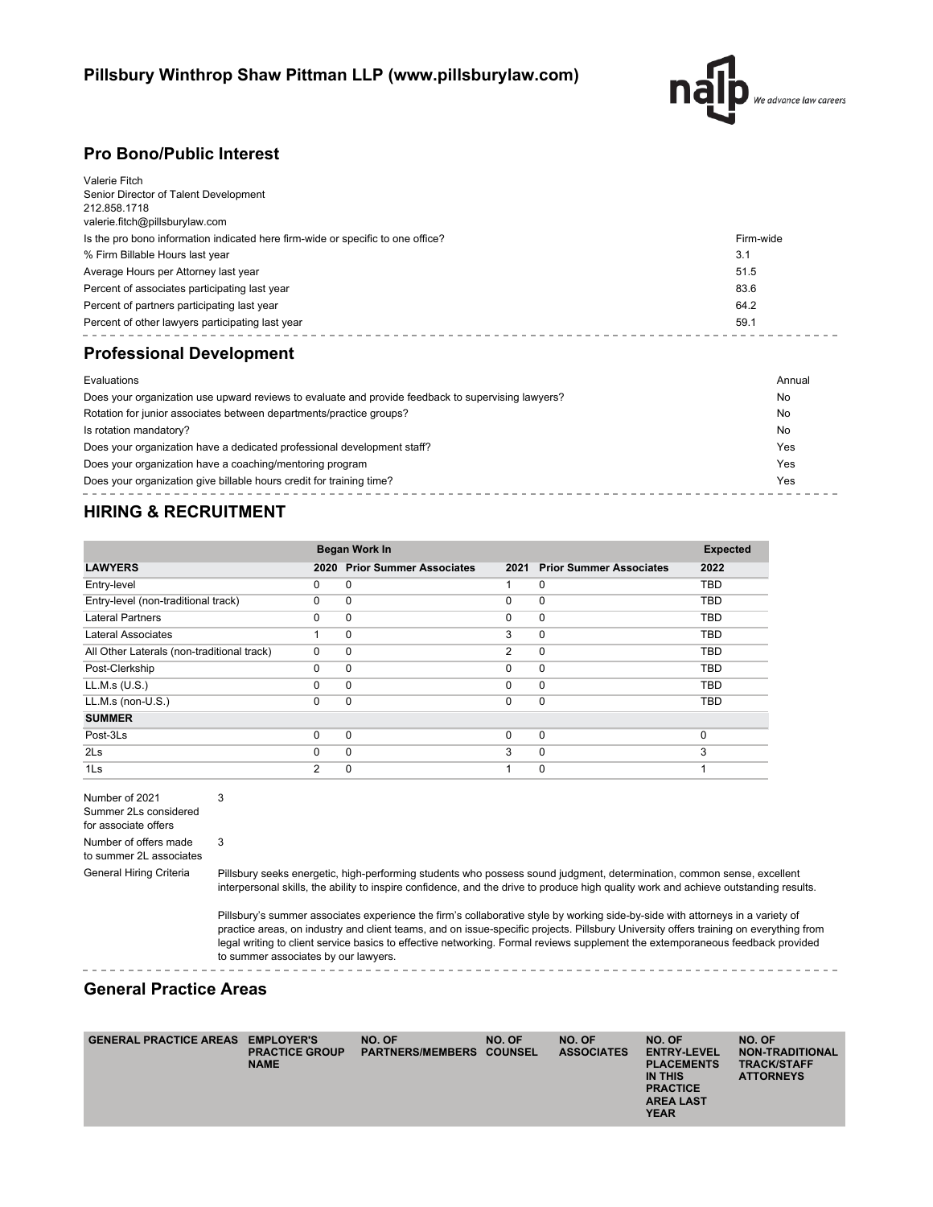## Pillsbury Winthrop Shaw Pittman LLP (www.pillsburylaw.com)

## Pro Bono/Public Interest

Valerie Fitch
Senior Director of Talent Development
212.858.1718
valerie.fitch@pillsburylaw.com

| | |
|---|---|
| Is the pro bono information indicated here firm-wide or specific to one office? | Firm-wide |
| % Firm Billable Hours last year | 3.1 |
| Average Hours per Attorney last year | 51.5 |
| Percent of associates participating last year | 83.6 |
| Percent of partners participating last year | 64.2 |
| Percent of other lawyers participating last year | 59.1 |

## Professional Development

| | |
|---|---|
| Evaluations | Annual |
| Does your organization use upward reviews to evaluate and provide feedback to supervising lawyers? | No |
| Rotation for junior associates between departments/practice groups? | No |
| Is rotation mandatory? | No |
| Does your organization have a dedicated professional development staff? | Yes |
| Does your organization have a coaching/mentoring program | Yes |
| Does your organization give billable hours credit for training time? | Yes |

## HIRING & RECRUITMENT

| | Began Work In | | | | Expected |
|---|---|---|---|---|---|
| **LAWYERS** | **2020** | **Prior Summer Associates** | **2021** | **Prior Summer Associates** | **2022** |
| Entry-level | 0 | 0 | 1 | 0 | TBD |
| Entry-level (non-traditional track) | 0 | 0 | 0 | 0 | TBD |
| Lateral Partners | 0 | 0 | 0 | 0 | TBD |
| Lateral Associates | 1 | 0 | 3 | 0 | TBD |
| All Other Laterals (non-traditional track) | 0 | 0 | 2 | 0 | TBD |
| Post-Clerkship | 0 | 0 | 0 | 0 | TBD |
| LL.M.s (U.S.) | 0 | 0 | 0 | 0 | TBD |
| LL.M.s (non-U.S.) | 0 | 0 | 0 | 0 | TBD |
| **SUMMER** | | | | | |
| Post-3Ls | 0 | 0 | 0 | 0 | 0 |
| 2Ls | 0 | 0 | 3 | 0 | 3 |
| 1Ls | 2 | 0 | 1 | 0 | 1 |

| | |
|---|---|
| Number of 2021 Summer 2Ls considered for associate offers | 3 |
| Number of offers made to summer 2L associates | 3 |
| General Hiring Criteria | Pillsbury seeks energetic, high-performing students who possess sound judgment, determination, common sense, excellent interpersonal skills, the ability to inspire confidence, and the drive to produce high quality work and achieve outstanding results.<br><br>Pillsbury's summer associates experience the firm's collaborative style by working side-by-side with attorneys in a variety of practice areas, on industry and client teams, and on issue-specific projects. Pillsbury University offers training on everything from legal writing to client service basics to effective networking. Formal reviews supplement the extemporaneous feedback provided to summer associates by our lawyers. |

## General Practice Areas

| GENERAL PRACTICE AREAS | EMPLOYER'S PRACTICE GROUP NAME | NO. OF PARTNERS/MEMBERS | NO. OF COUNSEL | NO. OF ASSOCIATES | NO. OF ENTRY-LEVEL PLACEMENTS IN THIS PRACTICE AREA LAST YEAR | NO. OF NON-TRADITIONAL TRACK/STAFF ATTORNEYS |
|---|---|---|---|---|---|---|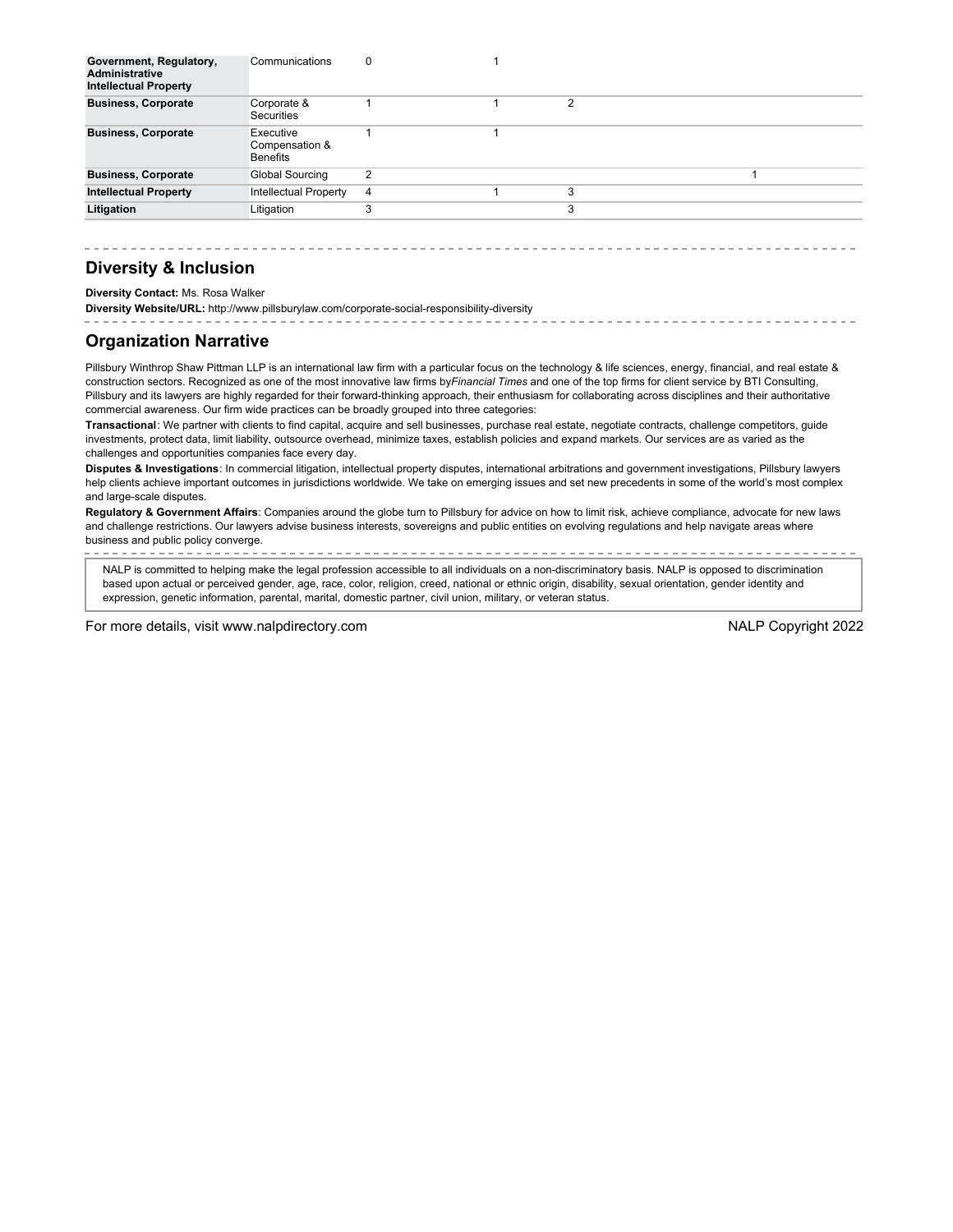| | | | | | |
|---|---|---|---|---|---|
| **Government, Regulatory, Administrative Intellectual Property** | Communications | 0 | 1 | | |
| **Business, Corporate** | Corporate & Securities | 1 | 1 | 2 | |
| **Business, Corporate** | Executive Compensation & Benefits | 1 | 1 | | |
| **Business, Corporate** | Global Sourcing | 2 | | | 1 |
| **Intellectual Property** | Intellectual Property | 4 | 1 | 3 | |
| **Litigation** | Litigation | 3 | | 3 | |

## Diversity & Inclusion

**Diversity Contact:** Ms. Rosa Walker

**Diversity Website/URL:** http://www.pillsburylaw.com/corporate-social-responsibility-diversity

## Organization Narrative

Pillsbury Winthrop Shaw Pittman LLP is an international law firm with a particular focus on the technology & life sciences, energy, financial, and real estate & construction sectors. Recognized as one of the most innovative law firms by*Financial Times* and one of the top firms for client service by BTI Consulting, Pillsbury and its lawyers are highly regarded for their forward-thinking approach, their enthusiasm for collaborating across disciplines and their authoritative commercial awareness. Our firm wide practices can be broadly grouped into three categories:

**Transactional**: We partner with clients to find capital, acquire and sell businesses, purchase real estate, negotiate contracts, challenge competitors, guide investments, protect data, limit liability, outsource overhead, minimize taxes, establish policies and expand markets. Our services are as varied as the challenges and opportunities companies face every day.

**Disputes & Investigations**: In commercial litigation, intellectual property disputes, international arbitrations and government investigations, Pillsbury lawyers help clients achieve important outcomes in jurisdictions worldwide. We take on emerging issues and set new precedents in some of the world's most complex and large-scale disputes.

**Regulatory & Government Affairs**: Companies around the globe turn to Pillsbury for advice on how to limit risk, achieve compliance, advocate for new laws and challenge restrictions. Our lawyers advise business interests, sovereigns and public entities on evolving regulations and help navigate areas where business and public policy converge.

NALP is committed to helping make the legal profession accessible to all individuals on a non-discriminatory basis. NALP is opposed to discrimination based upon actual or perceived gender, age, race, color, religion, creed, national or ethnic origin, disability, sexual orientation, gender identity and expression, genetic information, parental, marital, domestic partner, civil union, military, or veteran status.